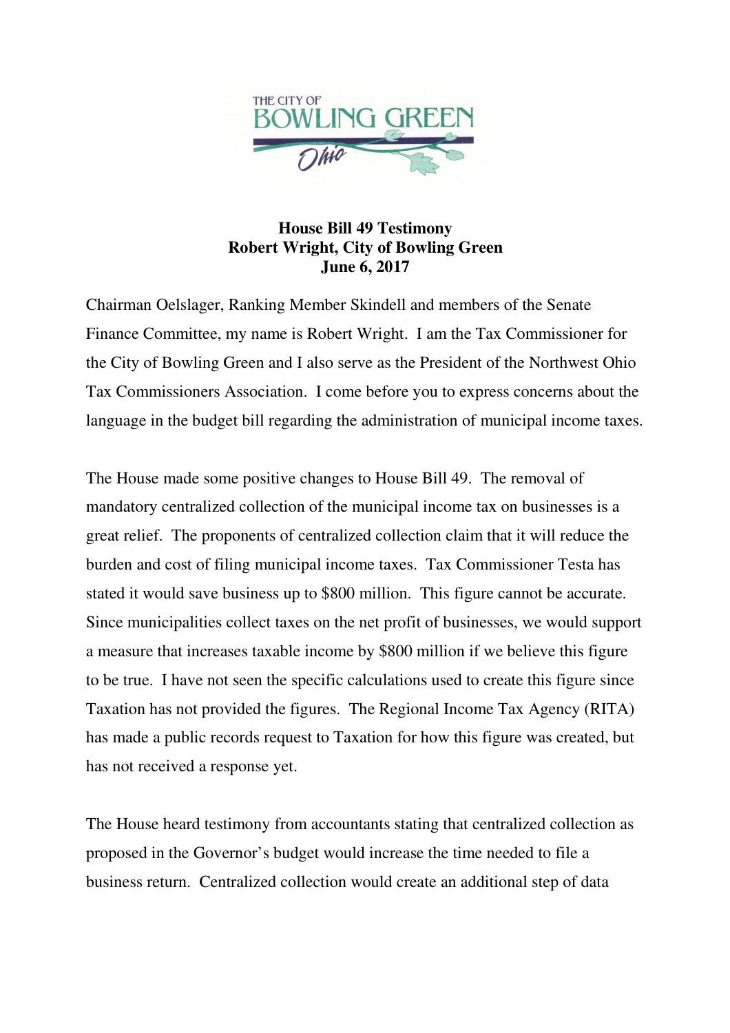THE CITY OF BOWLING GREEN Ohio

**House Bill 49 Testimony**
**Robert Wright, City of Bowling Green**
**June 6, 2017**

Chairman Oelslager, Ranking Member Skindell and members of the Senate Finance Committee, my name is Robert Wright. I am the Tax Commissioner for the City of Bowling Green and I also serve as the President of the Northwest Ohio Tax Commissioners Association. I come before you to express concerns about the language in the budget bill regarding the administration of municipal income taxes.

The House made some positive changes to House Bill 49. The removal of mandatory centralized collection of the municipal income tax on businesses is a great relief. The proponents of centralized collection claim that it will reduce the burden and cost of filing municipal income taxes. Tax Commissioner Testa has stated it would save business up to $800 million. This figure cannot be accurate. Since municipalities collect taxes on the net profit of businesses, we would support a measure that increases taxable income by $800 million if we believe this figure to be true. I have not seen the specific calculations used to create this figure since Taxation has not provided the figures. The Regional Income Tax Agency (RITA) has made a public records request to Taxation for how this figure was created, but has not received a response yet.

The House heard testimony from accountants stating that centralized collection as proposed in the Governor's budget would increase the time needed to file a business return. Centralized collection would create an additional step of data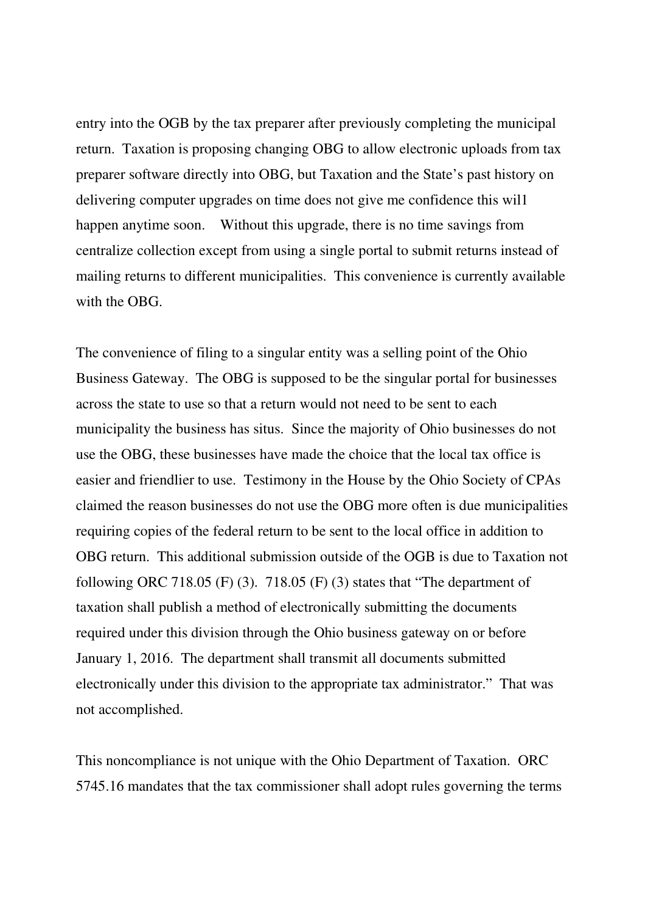entry into the OGB by the tax preparer after previously completing the municipal return. Taxation is proposing changing OBG to allow electronic uploads from tax preparer software directly into OBG, but Taxation and the State's past history on delivering computer upgrades on time does not give me confidence this will happen anytime soon. Without this upgrade, there is no time savings from centralize collection except from using a single portal to submit returns instead of mailing returns to different municipalities. This convenience is currently available with the OBG.

The convenience of filing to a singular entity was a selling point of the Ohio Business Gateway. The OBG is supposed to be the singular portal for businesses across the state to use so that a return would not need to be sent to each municipality the business has situs. Since the majority of Ohio businesses do not use the OBG, these businesses have made the choice that the local tax office is easier and friendlier to use. Testimony in the House by the Ohio Society of CPAs claimed the reason businesses do not use the OBG more often is due municipalities requiring copies of the federal return to be sent to the local office in addition to OBG return. This additional submission outside of the OGB is due to Taxation not following ORC 718.05 (F) (3). 718.05 (F) (3) states that "The department of taxation shall publish a method of electronically submitting the documents required under this division through the Ohio business gateway on or before January 1, 2016. The department shall transmit all documents submitted electronically under this division to the appropriate tax administrator." That was not accomplished.

This noncompliance is not unique with the Ohio Department of Taxation. ORC 5745.16 mandates that the tax commissioner shall adopt rules governing the terms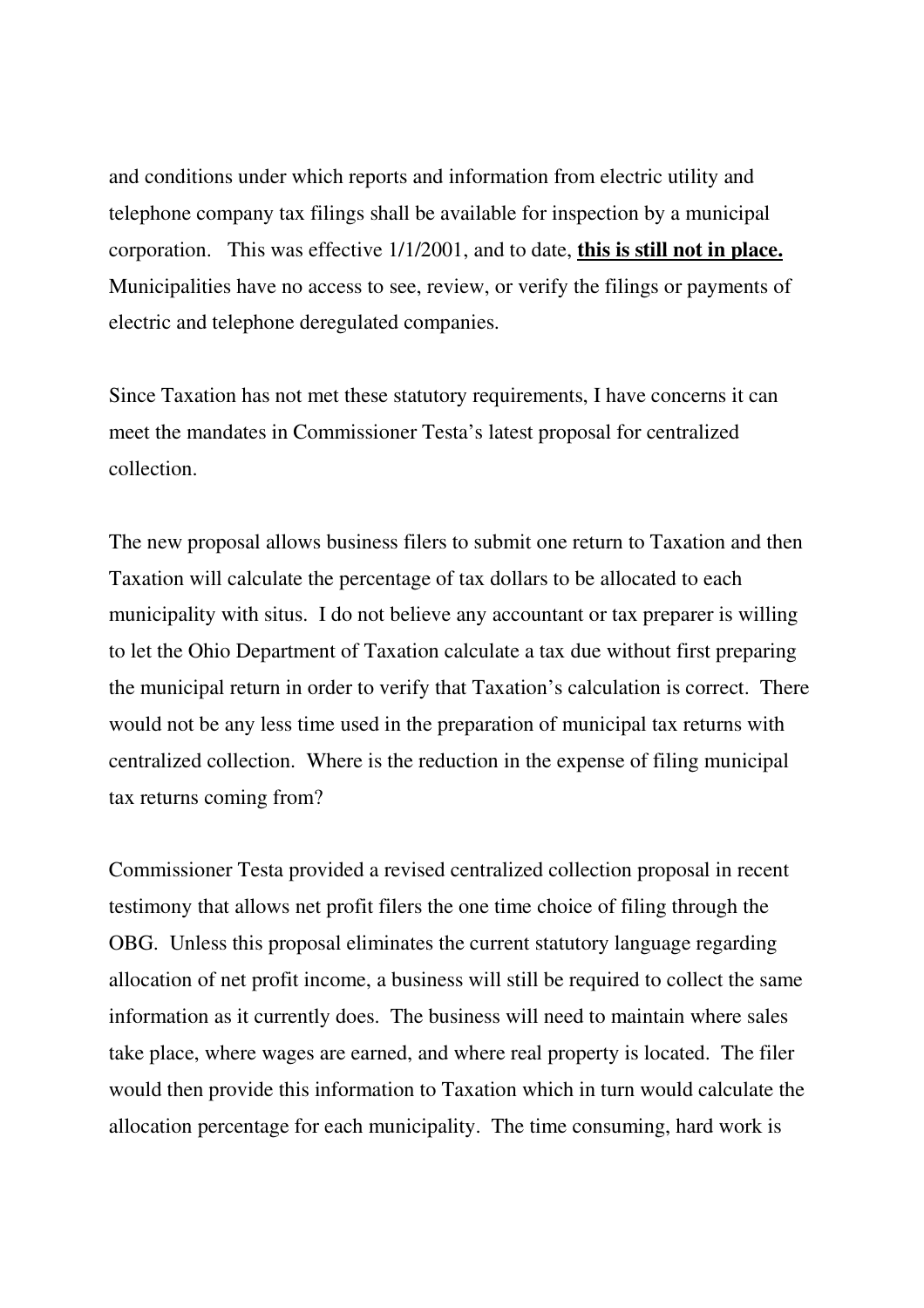and conditions under which reports and information from electric utility and telephone company tax filings shall be available for inspection by a municipal corporation. This was effective 1/1/2001, and to date, **<u>this is still not in place.</u>** Municipalities have no access to see, review, or verify the filings or payments of electric and telephone deregulated companies.

Since Taxation has not met these statutory requirements, I have concerns it can meet the mandates in Commissioner Testa's latest proposal for centralized collection.

The new proposal allows business filers to submit one return to Taxation and then Taxation will calculate the percentage of tax dollars to be allocated to each municipality with situs. I do not believe any accountant or tax preparer is willing to let the Ohio Department of Taxation calculate a tax due without first preparing the municipal return in order to verify that Taxation's calculation is correct. There would not be any less time used in the preparation of municipal tax returns with centralized collection. Where is the reduction in the expense of filing municipal tax returns coming from?

Commissioner Testa provided a revised centralized collection proposal in recent testimony that allows net profit filers the one time choice of filing through the OBG. Unless this proposal eliminates the current statutory language regarding allocation of net profit income, a business will still be required to collect the same information as it currently does. The business will need to maintain where sales take place, where wages are earned, and where real property is located. The filer would then provide this information to Taxation which in turn would calculate the allocation percentage for each municipality. The time consuming, hard work is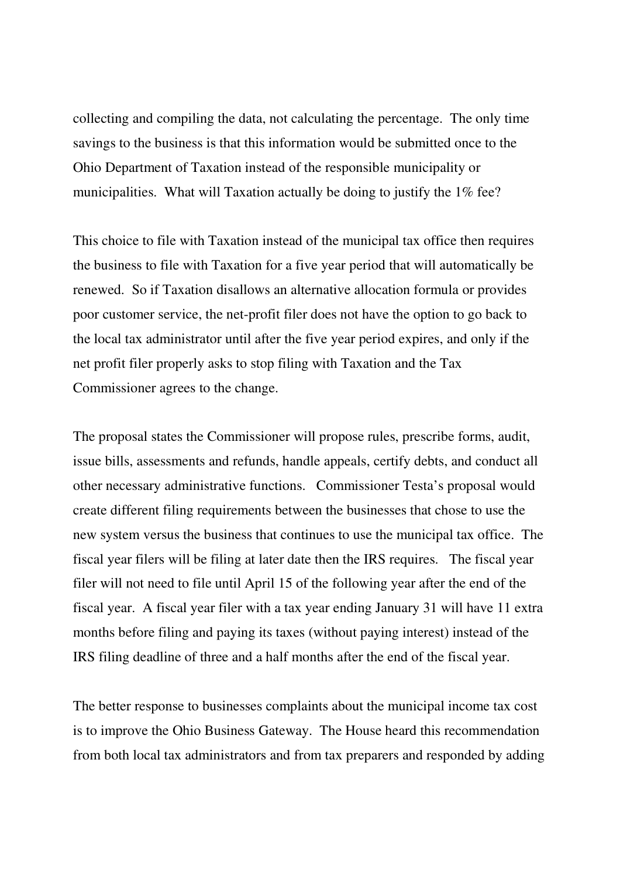collecting and compiling the data, not calculating the percentage. The only time savings to the business is that this information would be submitted once to the Ohio Department of Taxation instead of the responsible municipality or municipalities. What will Taxation actually be doing to justify the 1% fee?

This choice to file with Taxation instead of the municipal tax office then requires the business to file with Taxation for a five year period that will automatically be renewed. So if Taxation disallows an alternative allocation formula or provides poor customer service, the net-profit filer does not have the option to go back to the local tax administrator until after the five year period expires, and only if the net profit filer properly asks to stop filing with Taxation and the Tax Commissioner agrees to the change.

The proposal states the Commissioner will propose rules, prescribe forms, audit, issue bills, assessments and refunds, handle appeals, certify debts, and conduct all other necessary administrative functions. Commissioner Testa's proposal would create different filing requirements between the businesses that chose to use the new system versus the business that continues to use the municipal tax office. The fiscal year filers will be filing at later date then the IRS requires. The fiscal year filer will not need to file until April 15 of the following year after the end of the fiscal year. A fiscal year filer with a tax year ending January 31 will have 11 extra months before filing and paying its taxes (without paying interest) instead of the IRS filing deadline of three and a half months after the end of the fiscal year.

The better response to businesses complaints about the municipal income tax cost is to improve the Ohio Business Gateway. The House heard this recommendation from both local tax administrators and from tax preparers and responded by adding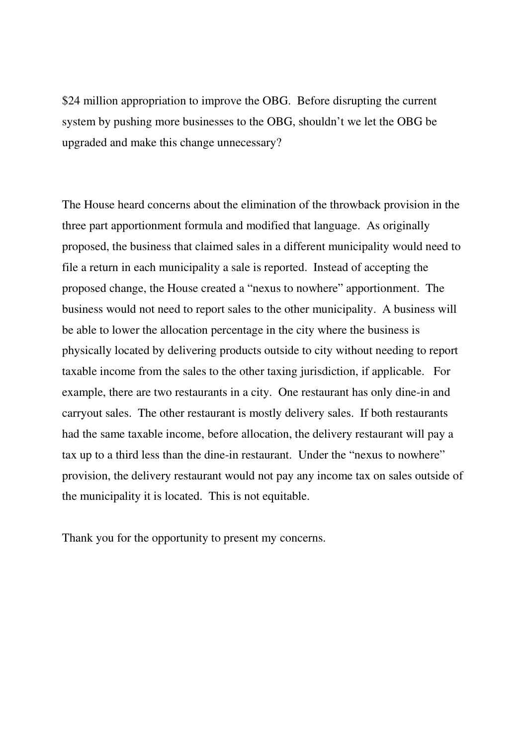$24 million appropriation to improve the OBG. Before disrupting the current system by pushing more businesses to the OBG, shouldn't we let the OBG be upgraded and make this change unnecessary?

The House heard concerns about the elimination of the throwback provision in the three part apportionment formula and modified that language. As originally proposed, the business that claimed sales in a different municipality would need to file a return in each municipality a sale is reported. Instead of accepting the proposed change, the House created a "nexus to nowhere" apportionment. The business would not need to report sales to the other municipality. A business will be able to lower the allocation percentage in the city where the business is physically located by delivering products outside to city without needing to report taxable income from the sales to the other taxing jurisdiction, if applicable. For example, there are two restaurants in a city. One restaurant has only dine-in and carryout sales. The other restaurant is mostly delivery sales. If both restaurants had the same taxable income, before allocation, the delivery restaurant will pay a tax up to a third less than the dine-in restaurant. Under the "nexus to nowhere" provision, the delivery restaurant would not pay any income tax on sales outside of the municipality it is located. This is not equitable.

Thank you for the opportunity to present my concerns.